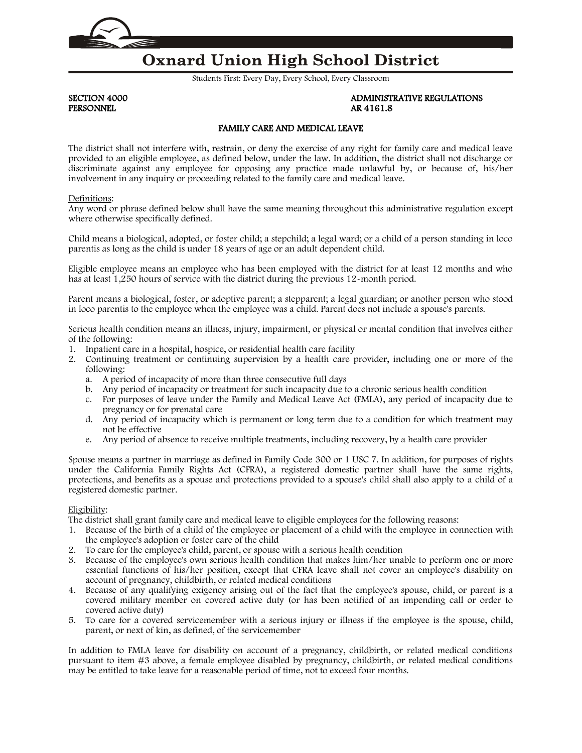# Oxnard Union High School District

Students First: Every Day, Every School, Every Classroom

**SECTION 4000**
**PERSONNEL**

**ADMINISTRATIVE REGULATIONS**
**AR 4161.8**

## FAMILY CARE AND MEDICAL LEAVE

The district shall not interfere with, restrain, or deny the exercise of any right for family care and medical leave provided to an eligible employee, as defined below, under the law. In addition, the district shall not discharge or discriminate against any employee for opposing any practice made unlawful by, or because of, his/her involvement in any inquiry or proceeding related to the family care and medical leave.

Definitions:
Any word or phrase defined below shall have the same meaning throughout this administrative regulation except where otherwise specifically defined.

Child means a biological, adopted, or foster child; a stepchild; a legal ward; or a child of a person standing in loco parentis as long as the child is under 18 years of age or an adult dependent child.

Eligible employee means an employee who has been employed with the district for at least 12 months and who has at least 1,250 hours of service with the district during the previous 12-month period.

Parent means a biological, foster, or adoptive parent; a stepparent; a legal guardian; or another person who stood in loco parentis to the employee when the employee was a child. Parent does not include a spouse's parents.

Serious health condition means an illness, injury, impairment, or physical or mental condition that involves either of the following:

1. Inpatient care in a hospital, hospice, or residential health care facility
2. Continuing treatment or continuing supervision by a health care provider, including one or more of the following:
   a. A period of incapacity of more than three consecutive full days
   b. Any period of incapacity or treatment for such incapacity due to a chronic serious health condition
   c. For purposes of leave under the Family and Medical Leave Act (FMLA), any period of incapacity due to pregnancy or for prenatal care
   d. Any period of incapacity which is permanent or long term due to a condition for which treatment may not be effective
   e. Any period of absence to receive multiple treatments, including recovery, by a health care provider

Spouse means a partner in marriage as defined in Family Code 300 or 1 USC 7. In addition, for purposes of rights under the California Family Rights Act (CFRA), a registered domestic partner shall have the same rights, protections, and benefits as a spouse and protections provided to a spouse's child shall also apply to a child of a registered domestic partner.

Eligibility:
The district shall grant family care and medical leave to eligible employees for the following reasons:

1. Because of the birth of a child of the employee or placement of a child with the employee in connection with the employee's adoption or foster care of the child
2. To care for the employee's child, parent, or spouse with a serious health condition
3. Because of the employee's own serious health condition that makes him/her unable to perform one or more essential functions of his/her position, except that CFRA leave shall not cover an employee's disability on account of pregnancy, childbirth, or related medical conditions
4. Because of any qualifying exigency arising out of the fact that the employee's spouse, child, or parent is a covered military member on covered active duty (or has been notified of an impending call or order to covered active duty)
5. To care for a covered servicemember with a serious injury or illness if the employee is the spouse, child, parent, or next of kin, as defined, of the servicemember

In addition to FMLA leave for disability on account of a pregnancy, childbirth, or related medical conditions pursuant to item #3 above, a female employee disabled by pregnancy, childbirth, or related medical conditions may be entitled to take leave for a reasonable period of time, not to exceed four months.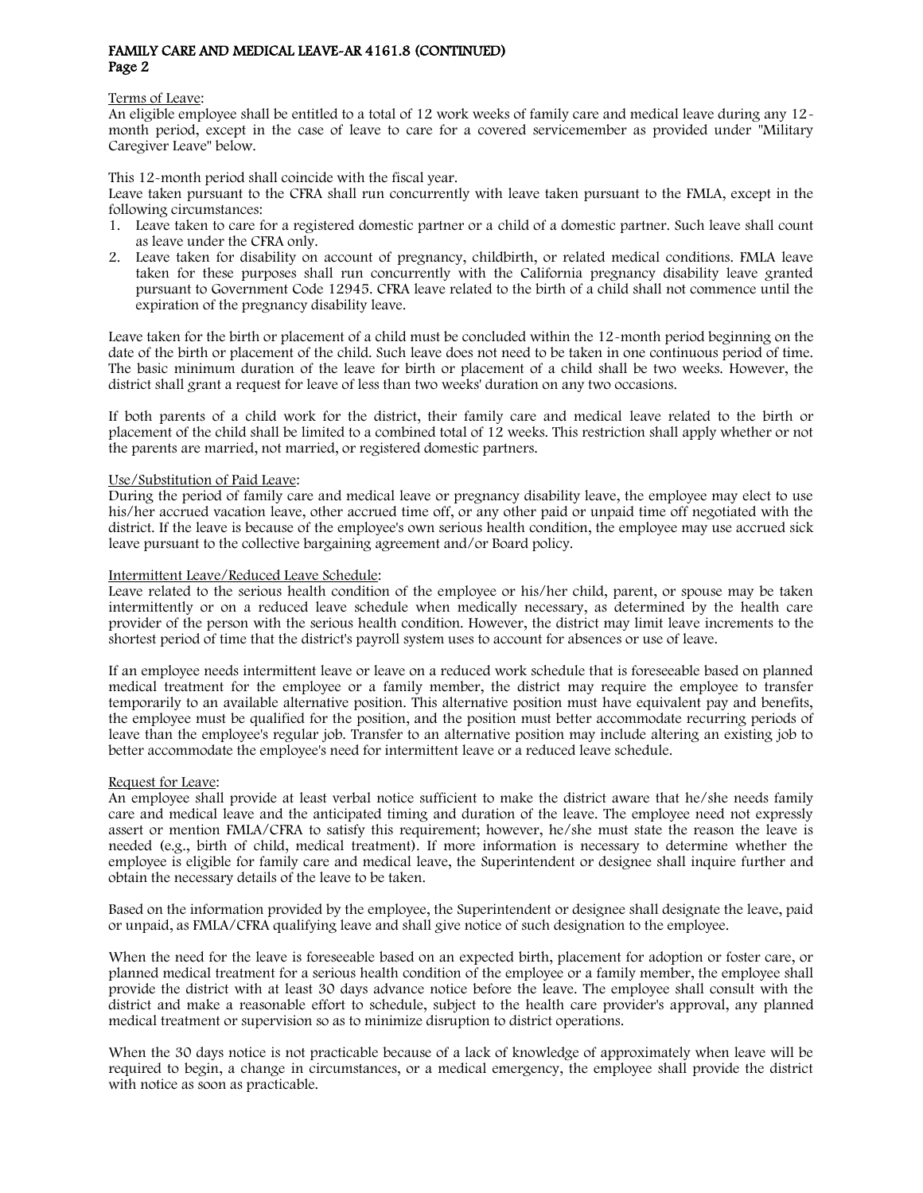Terms of Leave:
An eligible employee shall be entitled to a total of 12 work weeks of family care and medical leave during any 12-month period, except in the case of leave to care for a covered servicemember as provided under "Military Caregiver Leave" below.

This 12-month period shall coincide with the fiscal year.
Leave taken pursuant to the CFRA shall run concurrently with leave taken pursuant to the FMLA, except in the following circumstances:

1. Leave taken to care for a registered domestic partner or a child of a domestic partner. Such leave shall count as leave under the CFRA only.
2. Leave taken for disability on account of pregnancy, childbirth, or related medical conditions. FMLA leave taken for these purposes shall run concurrently with the California pregnancy disability leave granted pursuant to Government Code 12945. CFRA leave related to the birth of a child shall not commence until the expiration of the pregnancy disability leave.

Leave taken for the birth or placement of a child must be concluded within the 12-month period beginning on the date of the birth or placement of the child. Such leave does not need to be taken in one continuous period of time. The basic minimum duration of the leave for birth or placement of a child shall be two weeks. However, the district shall grant a request for leave of less than two weeks' duration on any two occasions.

If both parents of a child work for the district, their family care and medical leave related to the birth or placement of the child shall be limited to a combined total of 12 weeks. This restriction shall apply whether or not the parents are married, not married, or registered domestic partners.

Use/Substitution of Paid Leave:
During the period of family care and medical leave or pregnancy disability leave, the employee may elect to use his/her accrued vacation leave, other accrued time off, or any other paid or unpaid time off negotiated with the district. If the leave is because of the employee's own serious health condition, the employee may use accrued sick leave pursuant to the collective bargaining agreement and/or Board policy.

Intermittent Leave/Reduced Leave Schedule:
Leave related to the serious health condition of the employee or his/her child, parent, or spouse may be taken intermittently or on a reduced leave schedule when medically necessary, as determined by the health care provider of the person with the serious health condition. However, the district may limit leave increments to the shortest period of time that the district's payroll system uses to account for absences or use of leave.

If an employee needs intermittent leave or leave on a reduced work schedule that is foreseeable based on planned medical treatment for the employee or a family member, the district may require the employee to transfer temporarily to an available alternative position. This alternative position must have equivalent pay and benefits, the employee must be qualified for the position, and the position must better accommodate recurring periods of leave than the employee's regular job. Transfer to an alternative position may include altering an existing job to better accommodate the employee's need for intermittent leave or a reduced leave schedule.

Request for Leave:
An employee shall provide at least verbal notice sufficient to make the district aware that he/she needs family care and medical leave and the anticipated timing and duration of the leave. The employee need not expressly assert or mention FMLA/CFRA to satisfy this requirement; however, he/she must state the reason the leave is needed (e.g., birth of child, medical treatment). If more information is necessary to determine whether the employee is eligible for family care and medical leave, the Superintendent or designee shall inquire further and obtain the necessary details of the leave to be taken.

Based on the information provided by the employee, the Superintendent or designee shall designate the leave, paid or unpaid, as FMLA/CFRA qualifying leave and shall give notice of such designation to the employee.

When the need for the leave is foreseeable based on an expected birth, placement for adoption or foster care, or planned medical treatment for a serious health condition of the employee or a family member, the employee shall provide the district with at least 30 days advance notice before the leave. The employee shall consult with the district and make a reasonable effort to schedule, subject to the health care provider's approval, any planned medical treatment or supervision so as to minimize disruption to district operations.

When the 30 days notice is not practicable because of a lack of knowledge of approximately when leave will be required to begin, a change in circumstances, or a medical emergency, the employee shall provide the district with notice as soon as practicable.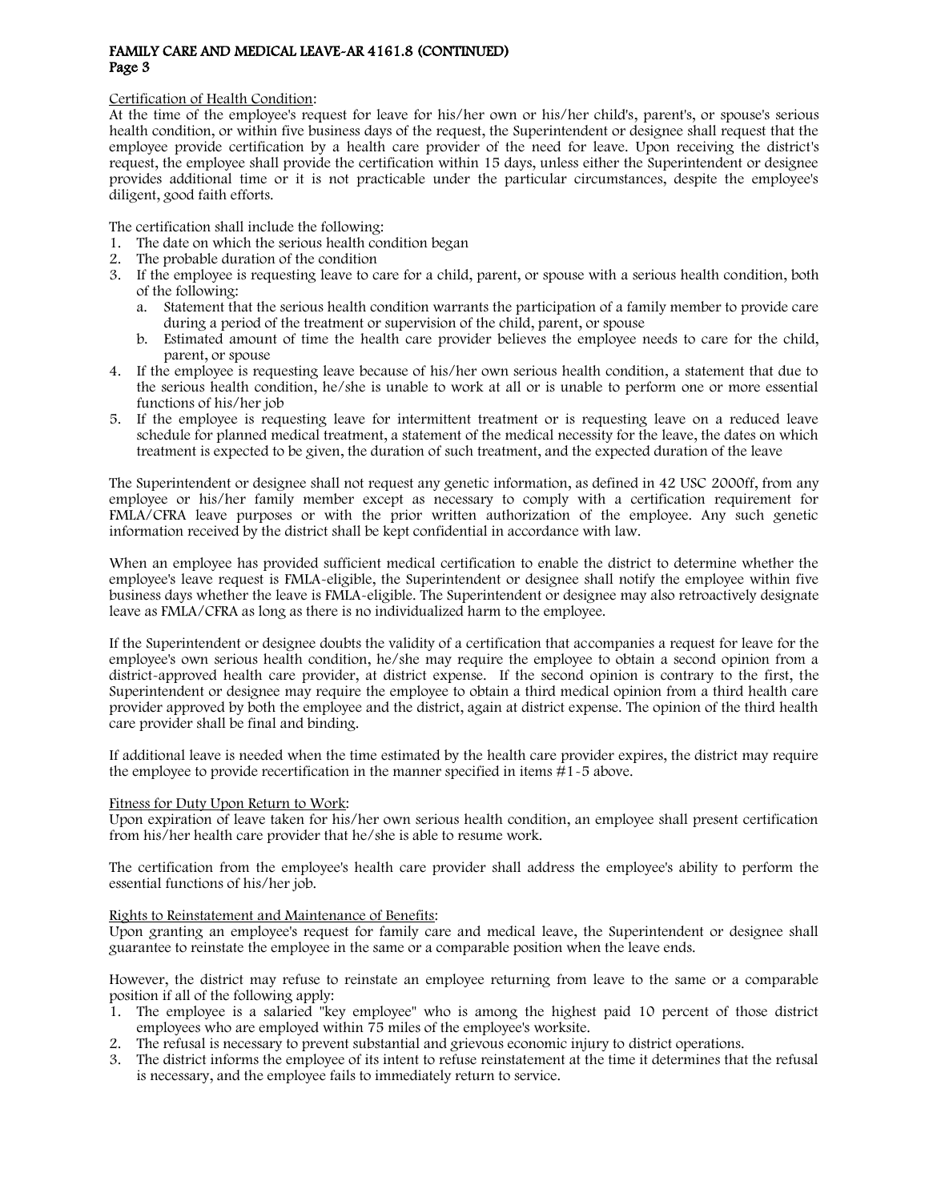Certification of Health Condition:

At the time of the employee's request for leave for his/her own or his/her child's, parent's, or spouse's serious health condition, or within five business days of the request, the Superintendent or designee shall request that the employee provide certification by a health care provider of the need for leave. Upon receiving the district's request, the employee shall provide the certification within 15 days, unless either the Superintendent or designee provides additional time or it is not practicable under the particular circumstances, despite the employee's diligent, good faith efforts.

The certification shall include the following:

1. The date on which the serious health condition began
2. The probable duration of the condition
3. If the employee is requesting leave to care for a child, parent, or spouse with a serious health condition, both of the following:
   a. Statement that the serious health condition warrants the participation of a family member to provide care during a period of the treatment or supervision of the child, parent, or spouse
   b. Estimated amount of time the health care provider believes the employee needs to care for the child, parent, or spouse
4. If the employee is requesting leave because of his/her own serious health condition, a statement that due to the serious health condition, he/she is unable to work at all or is unable to perform one or more essential functions of his/her job
5. If the employee is requesting leave for intermittent treatment or is requesting leave on a reduced leave schedule for planned medical treatment, a statement of the medical necessity for the leave, the dates on which treatment is expected to be given, the duration of such treatment, and the expected duration of the leave

The Superintendent or designee shall not request any genetic information, as defined in 42 USC 2000ff, from any employee or his/her family member except as necessary to comply with a certification requirement for FMLA/CFRA leave purposes or with the prior written authorization of the employee. Any such genetic information received by the district shall be kept confidential in accordance with law.

When an employee has provided sufficient medical certification to enable the district to determine whether the employee's leave request is FMLA-eligible, the Superintendent or designee shall notify the employee within five business days whether the leave is FMLA-eligible. The Superintendent or designee may also retroactively designate leave as FMLA/CFRA as long as there is no individualized harm to the employee.

If the Superintendent or designee doubts the validity of a certification that accompanies a request for leave for the employee's own serious health condition, he/she may require the employee to obtain a second opinion from a district-approved health care provider, at district expense. If the second opinion is contrary to the first, the Superintendent or designee may require the employee to obtain a third medical opinion from a third health care provider approved by both the employee and the district, again at district expense. The opinion of the third health care provider shall be final and binding.

If additional leave is needed when the time estimated by the health care provider expires, the district may require the employee to provide recertification in the manner specified in items #1-5 above.

Fitness for Duty Upon Return to Work:

Upon expiration of leave taken for his/her own serious health condition, an employee shall present certification from his/her health care provider that he/she is able to resume work.

The certification from the employee's health care provider shall address the employee's ability to perform the essential functions of his/her job.

Rights to Reinstatement and Maintenance of Benefits:

Upon granting an employee's request for family care and medical leave, the Superintendent or designee shall guarantee to reinstate the employee in the same or a comparable position when the leave ends.

However, the district may refuse to reinstate an employee returning from leave to the same or a comparable position if all of the following apply:

1. The employee is a salaried "key employee" who is among the highest paid 10 percent of those district employees who are employed within 75 miles of the employee's worksite.
2. The refusal is necessary to prevent substantial and grievous economic injury to district operations.
3. The district informs the employee of its intent to refuse reinstatement at the time it determines that the refusal is necessary, and the employee fails to immediately return to service.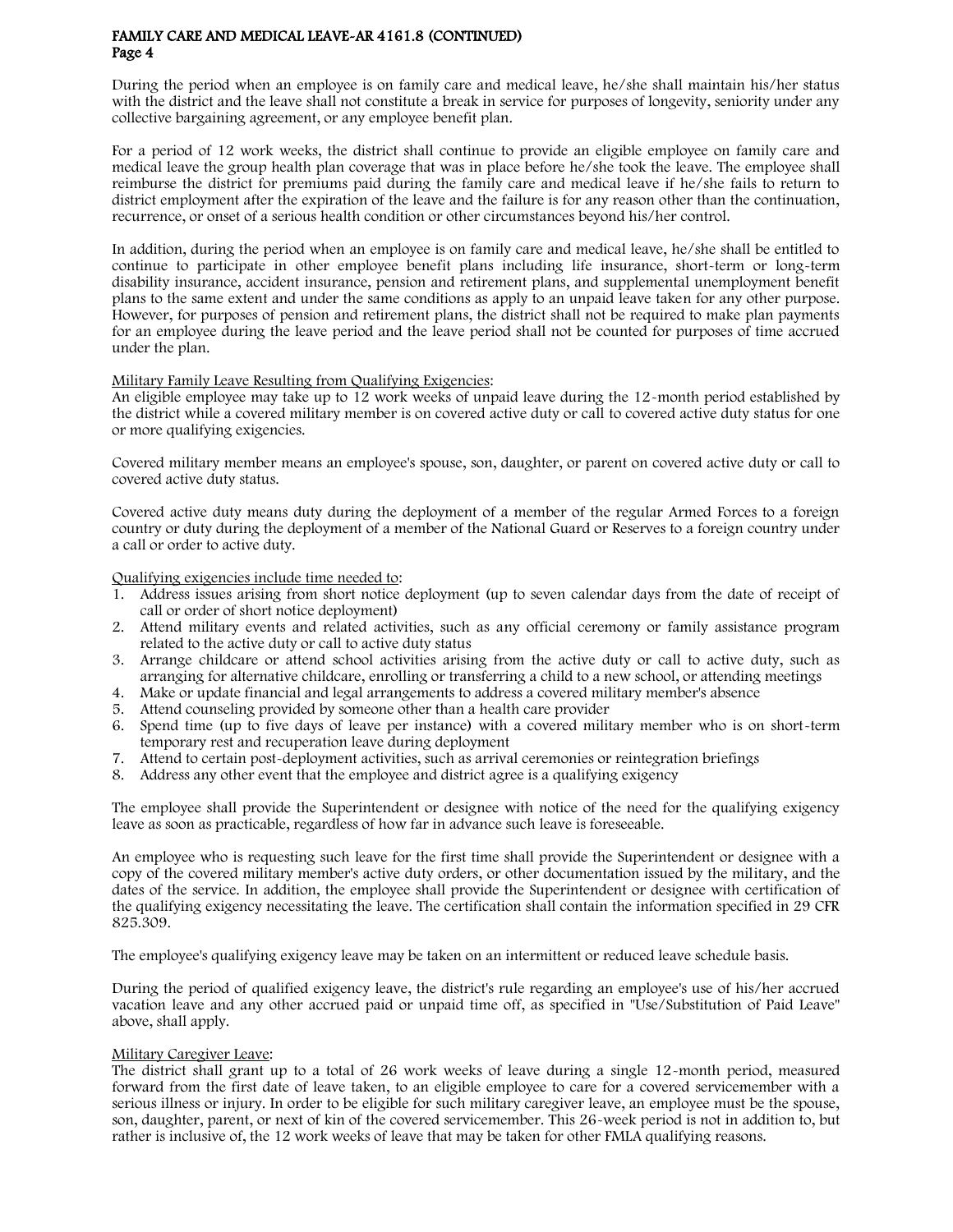During the period when an employee is on family care and medical leave, he/she shall maintain his/her status with the district and the leave shall not constitute a break in service for purposes of longevity, seniority under any collective bargaining agreement, or any employee benefit plan.

For a period of 12 work weeks, the district shall continue to provide an eligible employee on family care and medical leave the group health plan coverage that was in place before he/she took the leave. The employee shall reimburse the district for premiums paid during the family care and medical leave if he/she fails to return to district employment after the expiration of the leave and the failure is for any reason other than the continuation, recurrence, or onset of a serious health condition or other circumstances beyond his/her control.

In addition, during the period when an employee is on family care and medical leave, he/she shall be entitled to continue to participate in other employee benefit plans including life insurance, short-term or long-term disability insurance, accident insurance, pension and retirement plans, and supplemental unemployment benefit plans to the same extent and under the same conditions as apply to an unpaid leave taken for any other purpose. However, for purposes of pension and retirement plans, the district shall not be required to make plan payments for an employee during the leave period and the leave period shall not be counted for purposes of time accrued under the plan.

Military Family Leave Resulting from Qualifying Exigencies:
An eligible employee may take up to 12 work weeks of unpaid leave during the 12-month period established by the district while a covered military member is on covered active duty or call to covered active duty status for one or more qualifying exigencies.

Covered military member means an employee's spouse, son, daughter, or parent on covered active duty or call to covered active duty status.

Covered active duty means duty during the deployment of a member of the regular Armed Forces to a foreign country or duty during the deployment of a member of the National Guard or Reserves to a foreign country under a call or order to active duty.

Qualifying exigencies include time needed to:

1. Address issues arising from short notice deployment (up to seven calendar days from the date of receipt of call or order of short notice deployment)
2. Attend military events and related activities, such as any official ceremony or family assistance program related to the active duty or call to active duty status
3. Arrange childcare or attend school activities arising from the active duty or call to active duty, such as arranging for alternative childcare, enrolling or transferring a child to a new school, or attending meetings
4. Make or update financial and legal arrangements to address a covered military member's absence
5. Attend counseling provided by someone other than a health care provider
6. Spend time (up to five days of leave per instance) with a covered military member who is on short-term temporary rest and recuperation leave during deployment
7. Attend to certain post-deployment activities, such as arrival ceremonies or reintegration briefings
8. Address any other event that the employee and district agree is a qualifying exigency

The employee shall provide the Superintendent or designee with notice of the need for the qualifying exigency leave as soon as practicable, regardless of how far in advance such leave is foreseeable.

An employee who is requesting such leave for the first time shall provide the Superintendent or designee with a copy of the covered military member's active duty orders, or other documentation issued by the military, and the dates of the service. In addition, the employee shall provide the Superintendent or designee with certification of the qualifying exigency necessitating the leave. The certification shall contain the information specified in 29 CFR 825.309.

The employee's qualifying exigency leave may be taken on an intermittent or reduced leave schedule basis.

During the period of qualified exigency leave, the district's rule regarding an employee's use of his/her accrued vacation leave and any other accrued paid or unpaid time off, as specified in "Use/Substitution of Paid Leave" above, shall apply.

Military Caregiver Leave:
The district shall grant up to a total of 26 work weeks of leave during a single 12-month period, measured forward from the first date of leave taken, to an eligible employee to care for a covered servicemember with a serious illness or injury. In order to be eligible for such military caregiver leave, an employee must be the spouse, son, daughter, parent, or next of kin of the covered servicemember. This 26-week period is not in addition to, but rather is inclusive of, the 12 work weeks of leave that may be taken for other FMLA qualifying reasons.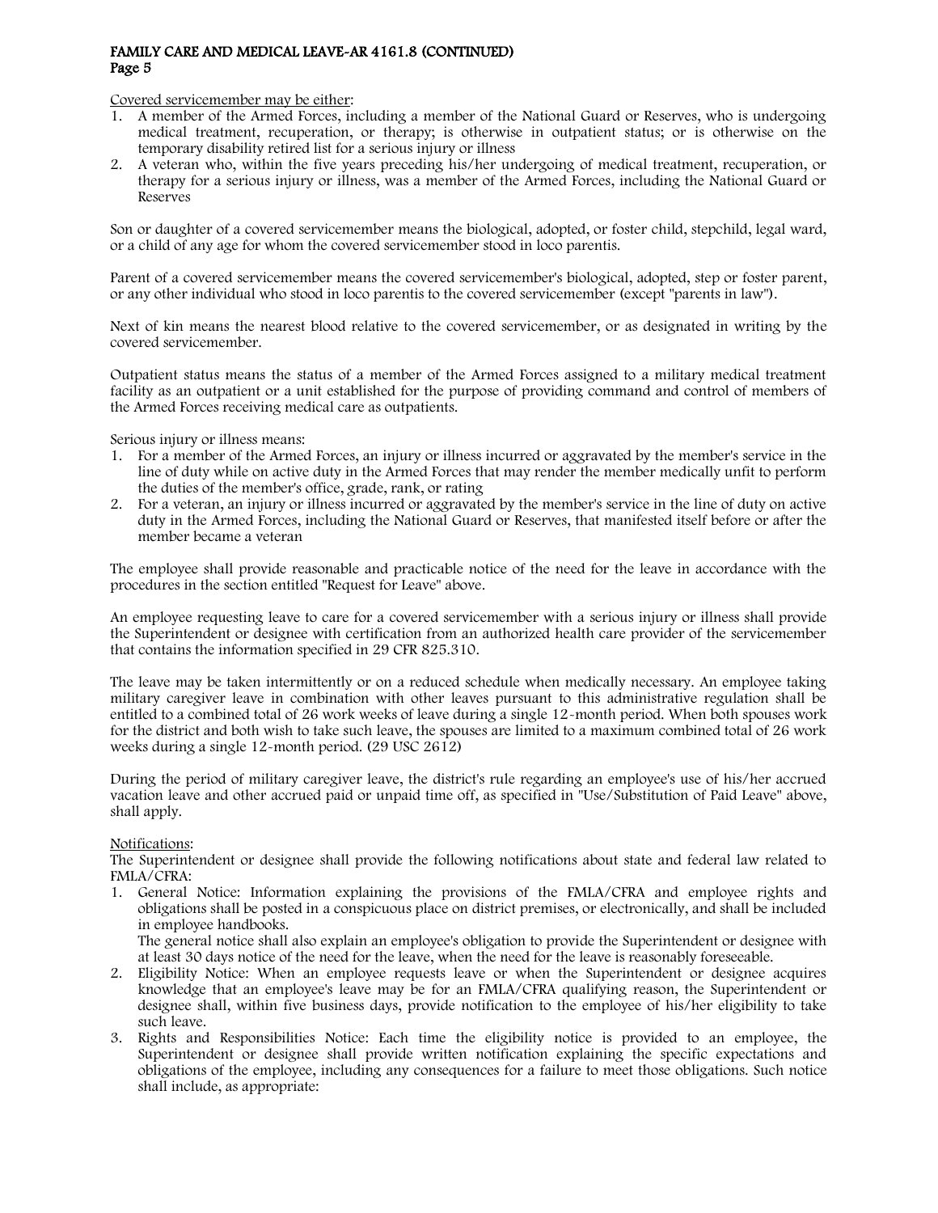Covered servicemember may be either:

1. A member of the Armed Forces, including a member of the National Guard or Reserves, who is undergoing medical treatment, recuperation, or therapy; is otherwise in outpatient status; or is otherwise on the temporary disability retired list for a serious injury or illness
2. A veteran who, within the five years preceding his/her undergoing of medical treatment, recuperation, or therapy for a serious injury or illness, was a member of the Armed Forces, including the National Guard or Reserves

Son or daughter of a covered servicemember means the biological, adopted, or foster child, stepchild, legal ward, or a child of any age for whom the covered servicemember stood in loco parentis.

Parent of a covered servicemember means the covered servicemember's biological, adopted, step or foster parent, or any other individual who stood in loco parentis to the covered servicemember (except "parents in law").

Next of kin means the nearest blood relative to the covered servicemember, or as designated in writing by the covered servicemember.

Outpatient status means the status of a member of the Armed Forces assigned to a military medical treatment facility as an outpatient or a unit established for the purpose of providing command and control of members of the Armed Forces receiving medical care as outpatients.

Serious injury or illness means:

1. For a member of the Armed Forces, an injury or illness incurred or aggravated by the member's service in the line of duty while on active duty in the Armed Forces that may render the member medically unfit to perform the duties of the member's office, grade, rank, or rating
2. For a veteran, an injury or illness incurred or aggravated by the member's service in the line of duty on active duty in the Armed Forces, including the National Guard or Reserves, that manifested itself before or after the member became a veteran

The employee shall provide reasonable and practicable notice of the need for the leave in accordance with the procedures in the section entitled "Request for Leave" above.

An employee requesting leave to care for a covered servicemember with a serious injury or illness shall provide the Superintendent or designee with certification from an authorized health care provider of the servicemember that contains the information specified in 29 CFR 825.310.

The leave may be taken intermittently or on a reduced schedule when medically necessary. An employee taking military caregiver leave in combination with other leaves pursuant to this administrative regulation shall be entitled to a combined total of 26 work weeks of leave during a single 12-month period. When both spouses work for the district and both wish to take such leave, the spouses are limited to a maximum combined total of 26 work weeks during a single 12-month period. (29 USC 2612)

During the period of military caregiver leave, the district's rule regarding an employee's use of his/her accrued vacation leave and other accrued paid or unpaid time off, as specified in "Use/Substitution of Paid Leave" above, shall apply.

Notifications:

The Superintendent or designee shall provide the following notifications about state and federal law related to FMLA/CFRA:

1. General Notice: Information explaining the provisions of the FMLA/CFRA and employee rights and obligations shall be posted in a conspicuous place on district premises, or electronically, and shall be included in employee handbooks.

   The general notice shall also explain an employee's obligation to provide the Superintendent or designee with at least 30 days notice of the need for the leave, when the need for the leave is reasonably foreseeable.
2. Eligibility Notice: When an employee requests leave or when the Superintendent or designee acquires knowledge that an employee's leave may be for an FMLA/CFRA qualifying reason, the Superintendent or designee shall, within five business days, provide notification to the employee of his/her eligibility to take such leave.
3. Rights and Responsibilities Notice: Each time the eligibility notice is provided to an employee, the Superintendent or designee shall provide written notification explaining the specific expectations and obligations of the employee, including any consequences for a failure to meet those obligations. Such notice shall include, as appropriate: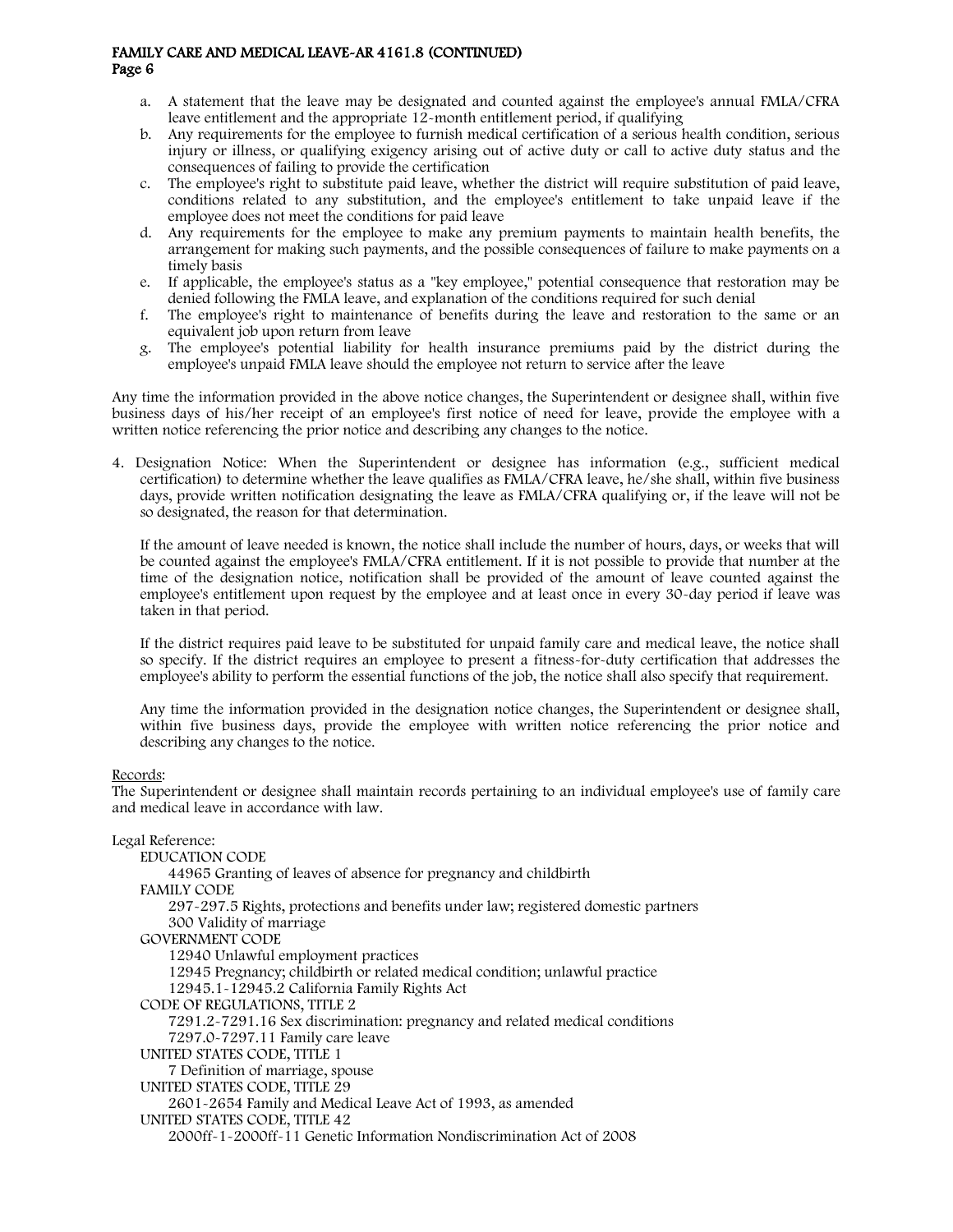a. A statement that the leave may be designated and counted against the employee's annual FMLA/CFRA leave entitlement and the appropriate 12-month entitlement period, if qualifying
b. Any requirements for the employee to furnish medical certification of a serious health condition, serious injury or illness, or qualifying exigency arising out of active duty or call to active duty status and the consequences of failing to provide the certification
c. The employee's right to substitute paid leave, whether the district will require substitution of paid leave, conditions related to any substitution, and the employee's entitlement to take unpaid leave if the employee does not meet the conditions for paid leave
d. Any requirements for the employee to make any premium payments to maintain health benefits, the arrangement for making such payments, and the possible consequences of failure to make payments on a timely basis
e. If applicable, the employee's status as a "key employee," potential consequence that restoration may be denied following the FMLA leave, and explanation of the conditions required for such denial
f. The employee's right to maintenance of benefits during the leave and restoration to the same or an equivalent job upon return from leave
g. The employee's potential liability for health insurance premiums paid by the district during the employee's unpaid FMLA leave should the employee not return to service after the leave

Any time the information provided in the above notice changes, the Superintendent or designee shall, within five business days of his/her receipt of an employee's first notice of need for leave, provide the employee with a written notice referencing the prior notice and describing any changes to the notice.

4. Designation Notice: When the Superintendent or designee has information (e.g., sufficient medical certification) to determine whether the leave qualifies as FMLA/CFRA leave, he/she shall, within five business days, provide written notification designating the leave as FMLA/CFRA qualifying or, if the leave will not be so designated, the reason for that determination.

   If the amount of leave needed is known, the notice shall include the number of hours, days, or weeks that will be counted against the employee's FMLA/CFRA entitlement. If it is not possible to provide that number at the time of the designation notice, notification shall be provided of the amount of leave counted against the employee's entitlement upon request by the employee and at least once in every 30-day period if leave was taken in that period.

   If the district requires paid leave to be substituted for unpaid family care and medical leave, the notice shall so specify. If the district requires an employee to present a fitness-for-duty certification that addresses the employee's ability to perform the essential functions of the job, the notice shall also specify that requirement.

   Any time the information provided in the designation notice changes, the Superintendent or designee shall, within five business days, provide the employee with written notice referencing the prior notice and describing any changes to the notice.

Records:

The Superintendent or designee shall maintain records pertaining to an individual employee's use of family care and medical leave in accordance with law.

Legal Reference:

EDUCATION CODE
- 44965 Granting of leaves of absence for pregnancy and childbirth

FAMILY CODE
- 297-297.5 Rights, protections and benefits under law; registered domestic partners
- 300 Validity of marriage

GOVERNMENT CODE
- 12940 Unlawful employment practices
- 12945 Pregnancy; childbirth or related medical condition; unlawful practice
- 12945.1-12945.2 California Family Rights Act

CODE OF REGULATIONS, TITLE 2
- 7291.2-7291.16 Sex discrimination: pregnancy and related medical conditions
- 7297.0-7297.11 Family care leave

UNITED STATES CODE, TITLE 1
- 7 Definition of marriage, spouse

UNITED STATES CODE, TITLE 29
- 2601-2654 Family and Medical Leave Act of 1993, as amended

UNITED STATES CODE, TITLE 42
- 2000ff-1-2000ff-11 Genetic Information Nondiscrimination Act of 2008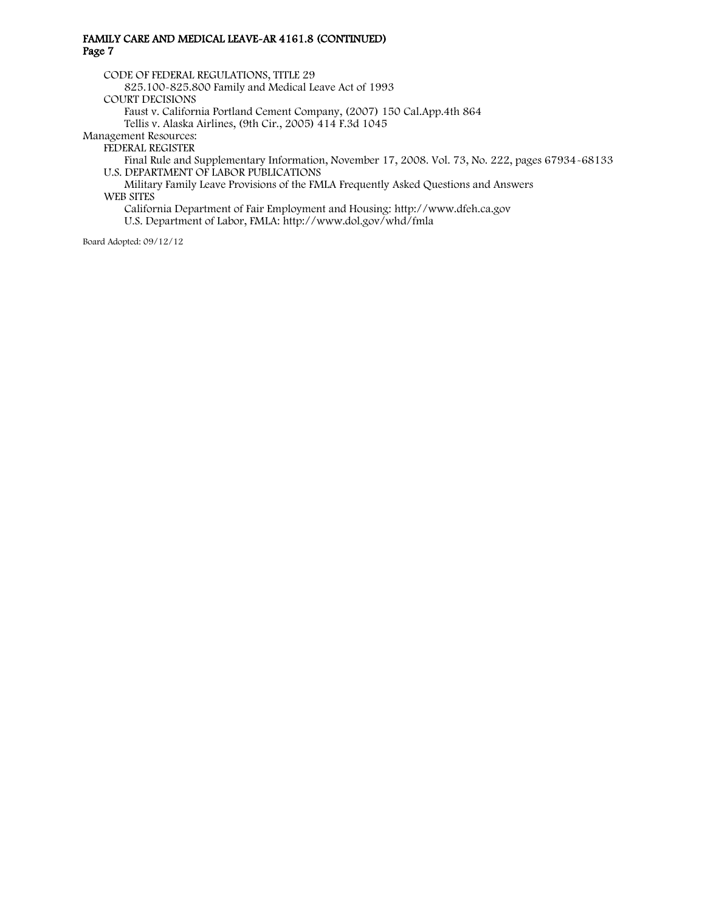CODE OF FEDERAL REGULATIONS, TITLE 29

825.100-825.800 Family and Medical Leave Act of 1993

COURT DECISIONS

Faust v. California Portland Cement Company, (2007) 150 Cal.App.4th 864

Tellis v. Alaska Airlines, (9th Cir., 2005) 414 F.3d 1045

Management Resources:

FEDERAL REGISTER

Final Rule and Supplementary Information, November 17, 2008. Vol. 73, No. 222, pages 67934-68133

U.S. DEPARTMENT OF LABOR PUBLICATIONS

Military Family Leave Provisions of the FMLA Frequently Asked Questions and Answers

WEB SITES

California Department of Fair Employment and Housing: http://www.dfeh.ca.gov

U.S. Department of Labor, FMLA: http://www.dol.gov/whd/fmla

Board Adopted: 09/12/12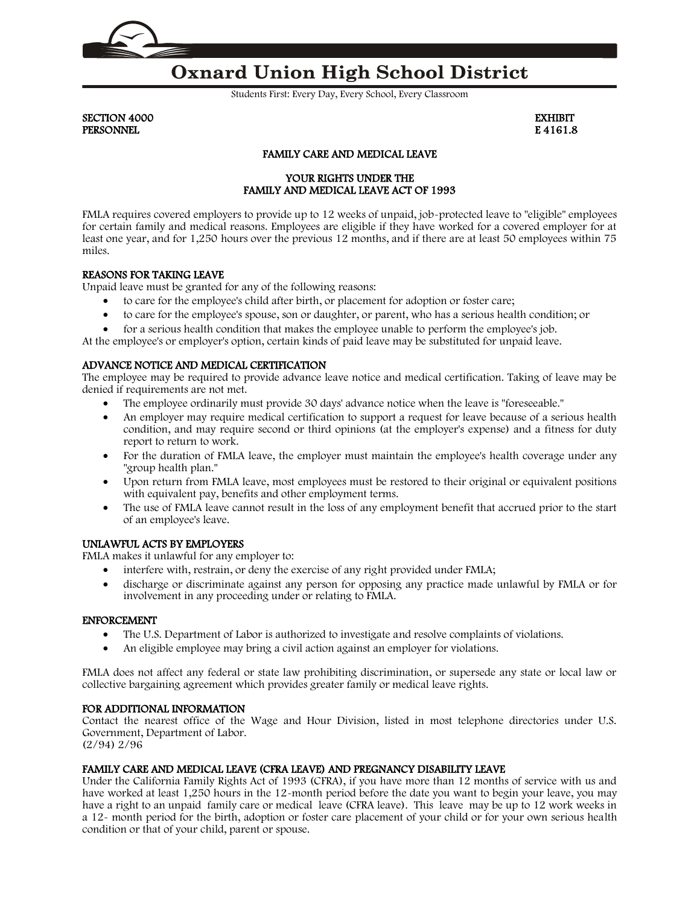# Oxnard Union High School District

Students First: Every Day, Every School, Every Classroom

SECTION 4000
PERSONNEL

EXHIBIT
E 4161.8

## FAMILY CARE AND MEDICAL LEAVE

### YOUR RIGHTS UNDER THE FAMILY AND MEDICAL LEAVE ACT OF 1993

FMLA requires covered employers to provide up to 12 weeks of unpaid, job-protected leave to "eligible" employees for certain family and medical reasons. Employees are eligible if they have worked for a covered employer for at least one year, and for 1,250 hours over the previous 12 months, and if there are at least 50 employees within 75 miles.

**REASONS FOR TAKING LEAVE**

Unpaid leave must be granted for any of the following reasons:

- to care for the employee's child after birth, or placement for adoption or foster care;
- to care for the employee's spouse, son or daughter, or parent, who has a serious health condition; or
- for a serious health condition that makes the employee unable to perform the employee's job.

At the employee's or employer's option, certain kinds of paid leave may be substituted for unpaid leave.

**ADVANCE NOTICE AND MEDICAL CERTIFICATION**

The employee may be required to provide advance leave notice and medical certification. Taking of leave may be denied if requirements are not met.

- The employee ordinarily must provide 30 days' advance notice when the leave is "foreseeable."
- An employer may require medical certification to support a request for leave because of a serious health condition, and may require second or third opinions (at the employer's expense) and a fitness for duty report to return to work.
- For the duration of FMLA leave, the employer must maintain the employee's health coverage under any "group health plan."
- Upon return from FMLA leave, most employees must be restored to their original or equivalent positions with equivalent pay, benefits and other employment terms.
- The use of FMLA leave cannot result in the loss of any employment benefit that accrued prior to the start of an employee's leave.

**UNLAWFUL ACTS BY EMPLOYERS**

FMLA makes it unlawful for any employer to:

- interfere with, restrain, or deny the exercise of any right provided under FMLA;
- discharge or discriminate against any person for opposing any practice made unlawful by FMLA or for involvement in any proceeding under or relating to FMLA.

**ENFORCEMENT**

- The U.S. Department of Labor is authorized to investigate and resolve complaints of violations.
- An eligible employee may bring a civil action against an employer for violations.

FMLA does not affect any federal or state law prohibiting discrimination, or supersede any state or local law or collective bargaining agreement which provides greater family or medical leave rights.

**FOR ADDITIONAL INFORMATION**

Contact the nearest office of the Wage and Hour Division, listed in most telephone directories under U.S. Government, Department of Labor.
(2/94) 2/96

**FAMILY CARE AND MEDICAL LEAVE (CFRA LEAVE) AND PREGNANCY DISABILITY LEAVE**

Under the California Family Rights Act of 1993 (CFRA), if you have more than 12 months of service with us and have worked at least 1,250 hours in the 12-month period before the date you want to begin your leave, you may have a right to an unpaid family care or medical leave (CFRA leave). This leave may be up to 12 work weeks in a 12- month period for the birth, adoption or foster care placement of your child or for your own serious health condition or that of your child, parent or spouse.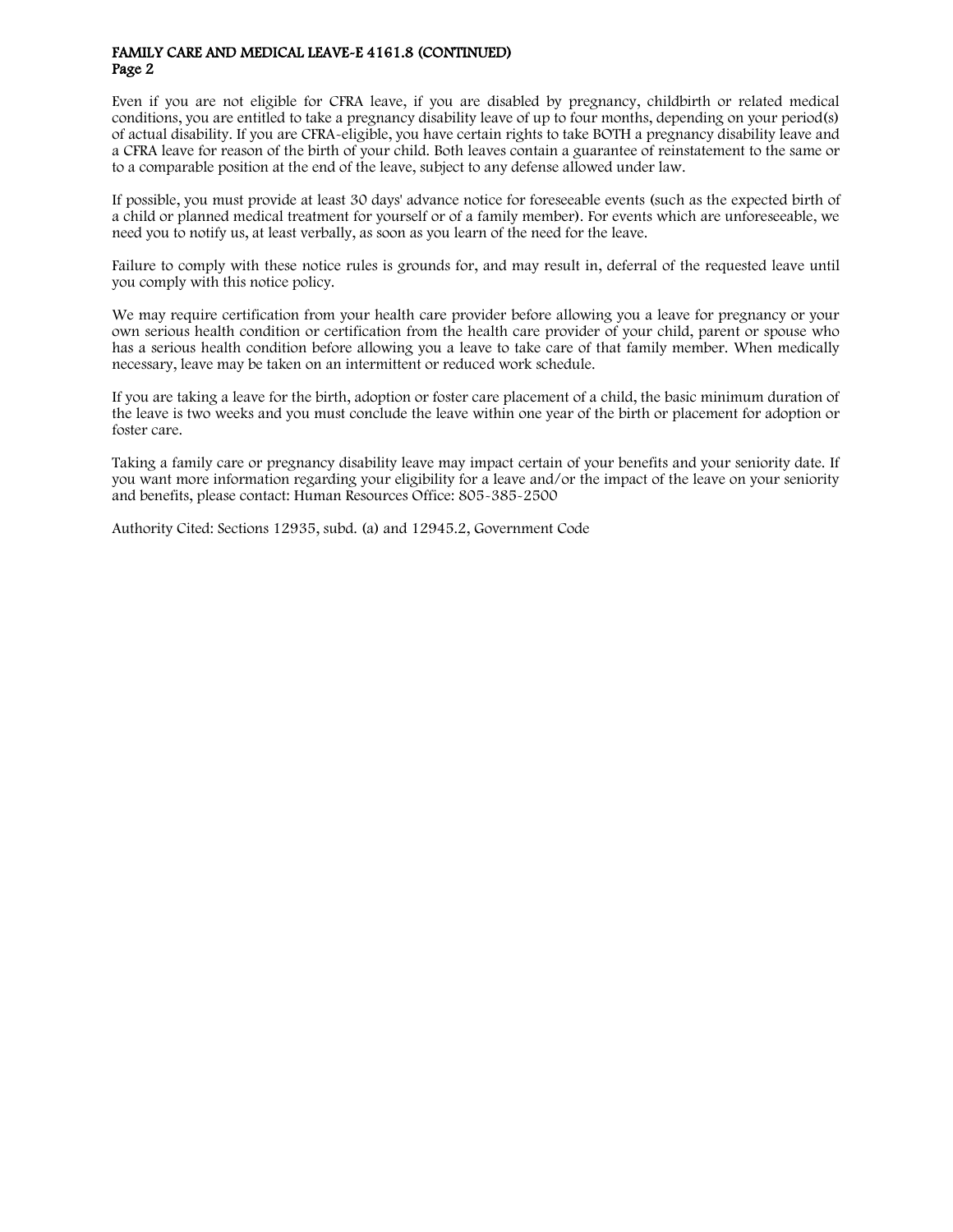**FAMILY CARE AND MEDICAL LEAVE-E 4161.8 (CONTINUED)**
**Page 2**

Even if you are not eligible for CFRA leave, if you are disabled by pregnancy, childbirth or related medical conditions, you are entitled to take a pregnancy disability leave of up to four months, depending on your period(s) of actual disability. If you are CFRA-eligible, you have certain rights to take BOTH a pregnancy disability leave and a CFRA leave for reason of the birth of your child. Both leaves contain a guarantee of reinstatement to the same or to a comparable position at the end of the leave, subject to any defense allowed under law.

If possible, you must provide at least 30 days' advance notice for foreseeable events (such as the expected birth of a child or planned medical treatment for yourself or of a family member). For events which are unforeseeable, we need you to notify us, at least verbally, as soon as you learn of the need for the leave.

Failure to comply with these notice rules is grounds for, and may result in, deferral of the requested leave until you comply with this notice policy.

We may require certification from your health care provider before allowing you a leave for pregnancy or your own serious health condition or certification from the health care provider of your child, parent or spouse who has a serious health condition before allowing you a leave to take care of that family member. When medically necessary, leave may be taken on an intermittent or reduced work schedule.

If you are taking a leave for the birth, adoption or foster care placement of a child, the basic minimum duration of the leave is two weeks and you must conclude the leave within one year of the birth or placement for adoption or foster care.

Taking a family care or pregnancy disability leave may impact certain of your benefits and your seniority date. If you want more information regarding your eligibility for a leave and/or the impact of the leave on your seniority and benefits, please contact: Human Resources Office: 805-385-2500

Authority Cited: Sections 12935, subd. (a) and 12945.2, Government Code